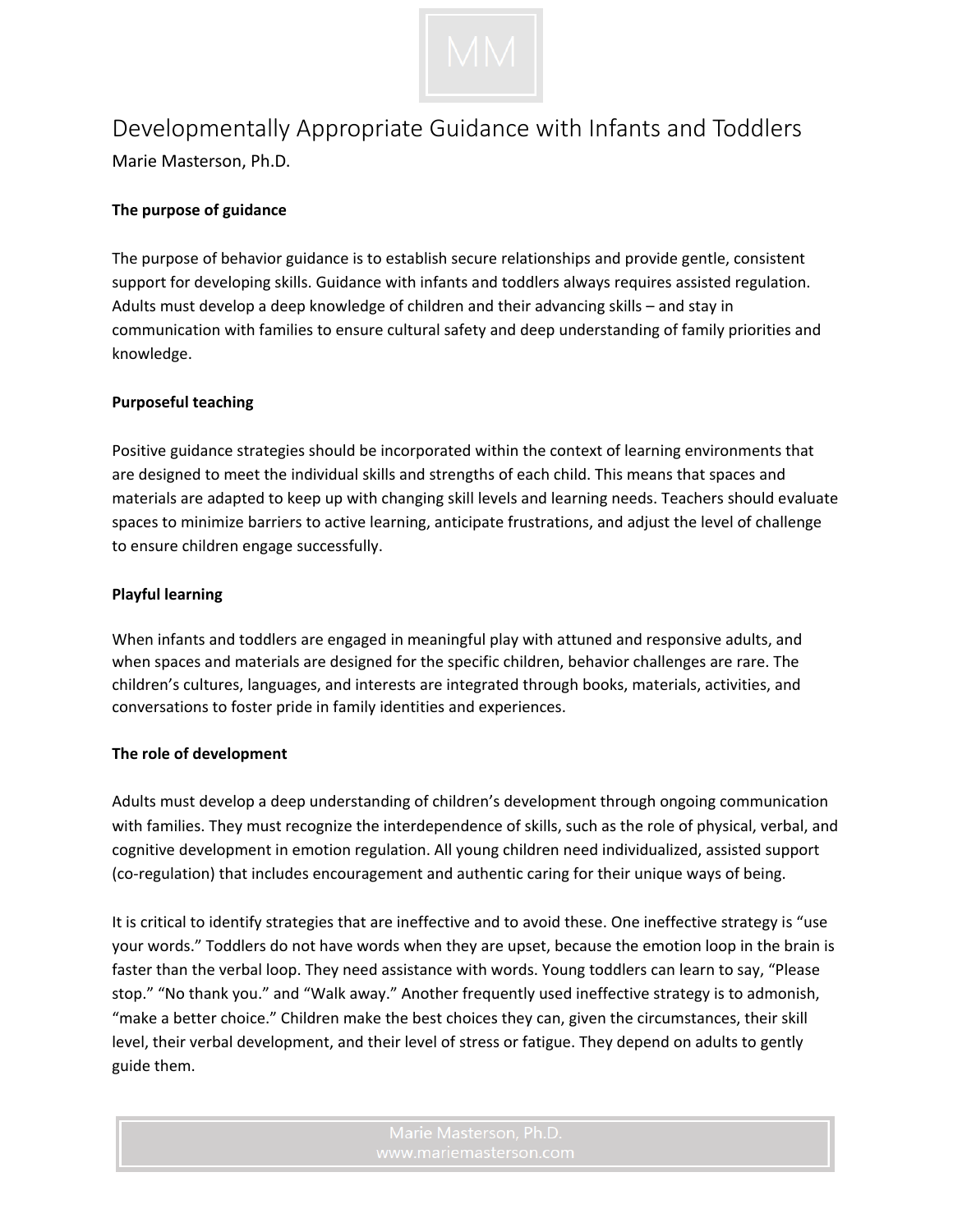# Developmentally Appropriate Guidance with Infants and Toddlers

Marie Masterson, Ph.D.

**The purpose of guidance**

The purpose of behavior guidance is to establish secure relationships and provide gentle, consistent support for developing skills. Guidance with infants and toddlers always requires assisted regulation. Adults must develop a deep knowledge of children and their advancing skills – and stay in communication with families to ensure cultural safety and deep understanding of family priorities and knowledge.

**Purposeful teaching**

Positive guidance strategies should be incorporated within the context of learning environments that are designed to meet the individual skills and strengths of each child. This means that spaces and materials are adapted to keep up with changing skill levels and learning needs. Teachers should evaluate spaces to minimize barriers to active learning, anticipate frustrations, and adjust the level of challenge to ensure children engage successfully.

**Playful learning**

When infants and toddlers are engaged in meaningful play with attuned and responsive adults, and when spaces and materials are designed for the specific children, behavior challenges are rare. The children's cultures, languages, and interests are integrated through books, materials, activities, and conversations to foster pride in family identities and experiences.

**The role of development**

Adults must develop a deep understanding of children's development through ongoing communication with families. They must recognize the interdependence of skills, such as the role of physical, verbal, and cognitive development in emotion regulation. All young children need individualized, assisted support (co-regulation) that includes encouragement and authentic caring for their unique ways of being.

It is critical to identify strategies that are ineffective and to avoid these. One ineffective strategy is "use your words." Toddlers do not have words when they are upset, because the emotion loop in the brain is faster than the verbal loop. They need assistance with words. Young toddlers can learn to say, "Please stop." "No thank you." and "Walk away." Another frequently used ineffective strategy is to admonish, "make a better choice." Children make the best choices they can, given the circumstances, their skill level, their verbal development, and their level of stress or fatigue. They depend on adults to gently guide them.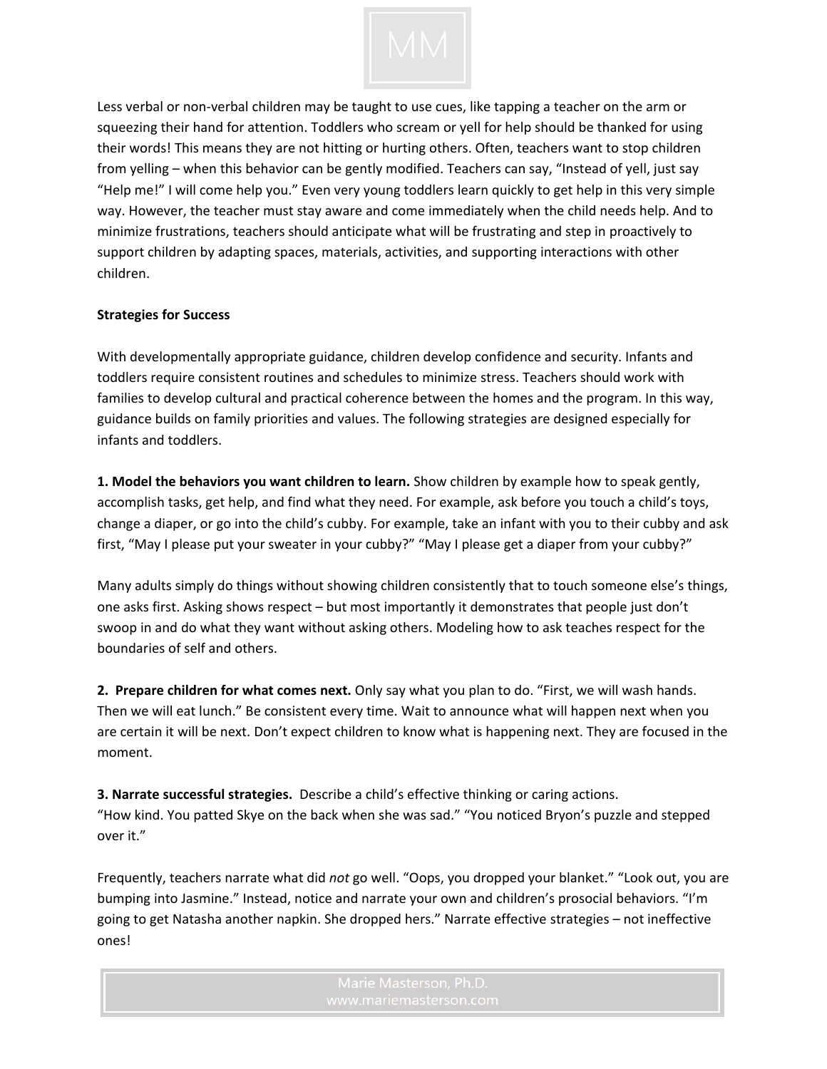Less verbal or non-verbal children may be taught to use cues, like tapping a teacher on the arm or squeezing their hand for attention. Toddlers who scream or yell for help should be thanked for using their words! This means they are not hitting or hurting others. Often, teachers want to stop children from yelling – when this behavior can be gently modified. Teachers can say, "Instead of yell, just say "Help me!" I will come help you." Even very young toddlers learn quickly to get help in this very simple way. However, the teacher must stay aware and come immediately when the child needs help. And to minimize frustrations, teachers should anticipate what will be frustrating and step in proactively to support children by adapting spaces, materials, activities, and supporting interactions with other children.

**Strategies for Success**

With developmentally appropriate guidance, children develop confidence and security. Infants and toddlers require consistent routines and schedules to minimize stress. Teachers should work with families to develop cultural and practical coherence between the homes and the program. In this way, guidance builds on family priorities and values. The following strategies are designed especially for infants and toddlers.

**1. Model the behaviors you want children to learn.** Show children by example how to speak gently, accomplish tasks, get help, and find what they need. For example, ask before you touch a child's toys, change a diaper, or go into the child's cubby. For example, take an infant with you to their cubby and ask first, "May I please put your sweater in your cubby?" "May I please get a diaper from your cubby?"

Many adults simply do things without showing children consistently that to touch someone else's things, one asks first. Asking shows respect – but most importantly it demonstrates that people just don't swoop in and do what they want without asking others. Modeling how to ask teaches respect for the boundaries of self and others.

**2. Prepare children for what comes next.** Only say what you plan to do. "First, we will wash hands. Then we will eat lunch." Be consistent every time. Wait to announce what will happen next when you are certain it will be next. Don't expect children to know what is happening next. They are focused in the moment.

**3. Narrate successful strategies.** Describe a child's effective thinking or caring actions. "How kind. You patted Skye on the back when she was sad." "You noticed Bryon's puzzle and stepped over it."

Frequently, teachers narrate what did *not* go well. "Oops, you dropped your blanket." "Look out, you are bumping into Jasmine." Instead, notice and narrate your own and children's prosocial behaviors. "I'm going to get Natasha another napkin. She dropped hers." Narrate effective strategies – not ineffective ones!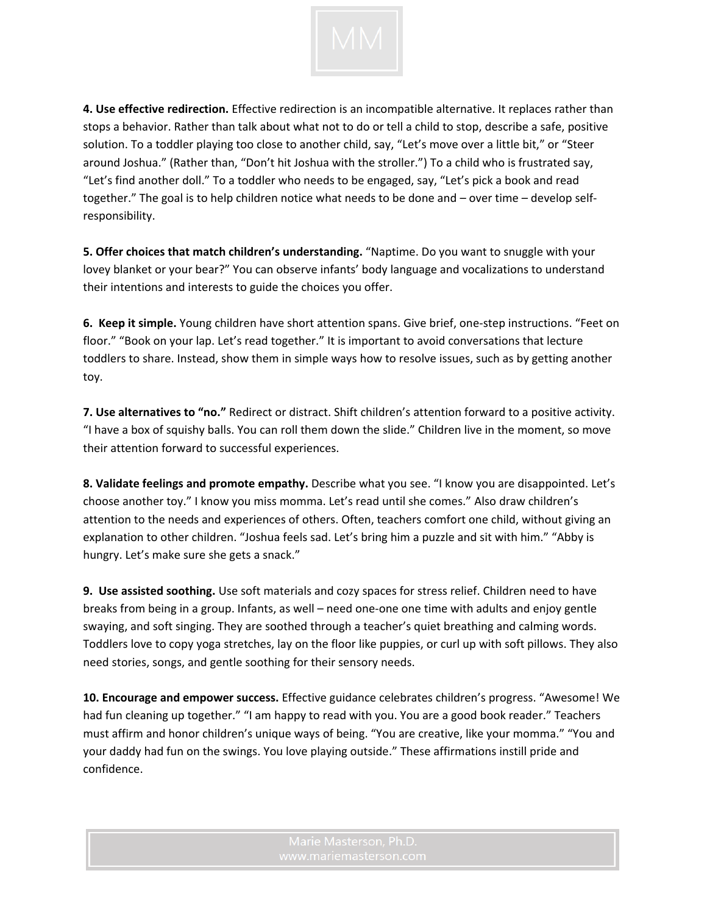**4. Use effective redirection.** Effective redirection is an incompatible alternative. It replaces rather than stops a behavior. Rather than talk about what not to do or tell a child to stop, describe a safe, positive solution. To a toddler playing too close to another child, say, "Let's move over a little bit," or "Steer around Joshua." (Rather than, "Don't hit Joshua with the stroller.") To a child who is frustrated say, "Let's find another doll." To a toddler who needs to be engaged, say, "Let's pick a book and read together." The goal is to help children notice what needs to be done and – over time – develop self-responsibility.

**5. Offer choices that match children's understanding.** "Naptime. Do you want to snuggle with your lovey blanket or your bear?" You can observe infants' body language and vocalizations to understand their intentions and interests to guide the choices you offer.

**6. Keep it simple.** Young children have short attention spans. Give brief, one-step instructions. "Feet on floor." "Book on your lap. Let's read together." It is important to avoid conversations that lecture toddlers to share. Instead, show them in simple ways how to resolve issues, such as by getting another toy.

**7. Use alternatives to "no."** Redirect or distract. Shift children's attention forward to a positive activity. "I have a box of squishy balls. You can roll them down the slide." Children live in the moment, so move their attention forward to successful experiences.

**8. Validate feelings and promote empathy.** Describe what you see. "I know you are disappointed. Let's choose another toy." I know you miss momma. Let's read until she comes." Also draw children's attention to the needs and experiences of others. Often, teachers comfort one child, without giving an explanation to other children. "Joshua feels sad. Let's bring him a puzzle and sit with him." "Abby is hungry. Let's make sure she gets a snack."

**9. Use assisted soothing.** Use soft materials and cozy spaces for stress relief. Children need to have breaks from being in a group. Infants, as well – need one-one one time with adults and enjoy gentle swaying, and soft singing. They are soothed through a teacher's quiet breathing and calming words. Toddlers love to copy yoga stretches, lay on the floor like puppies, or curl up with soft pillows. They also need stories, songs, and gentle soothing for their sensory needs.

**10. Encourage and empower success.** Effective guidance celebrates children's progress. "Awesome! We had fun cleaning up together." "I am happy to read with you. You are a good book reader." Teachers must affirm and honor children's unique ways of being. "You are creative, like your momma." "You and your daddy had fun on the swings. You love playing outside." These affirmations instill pride and confidence.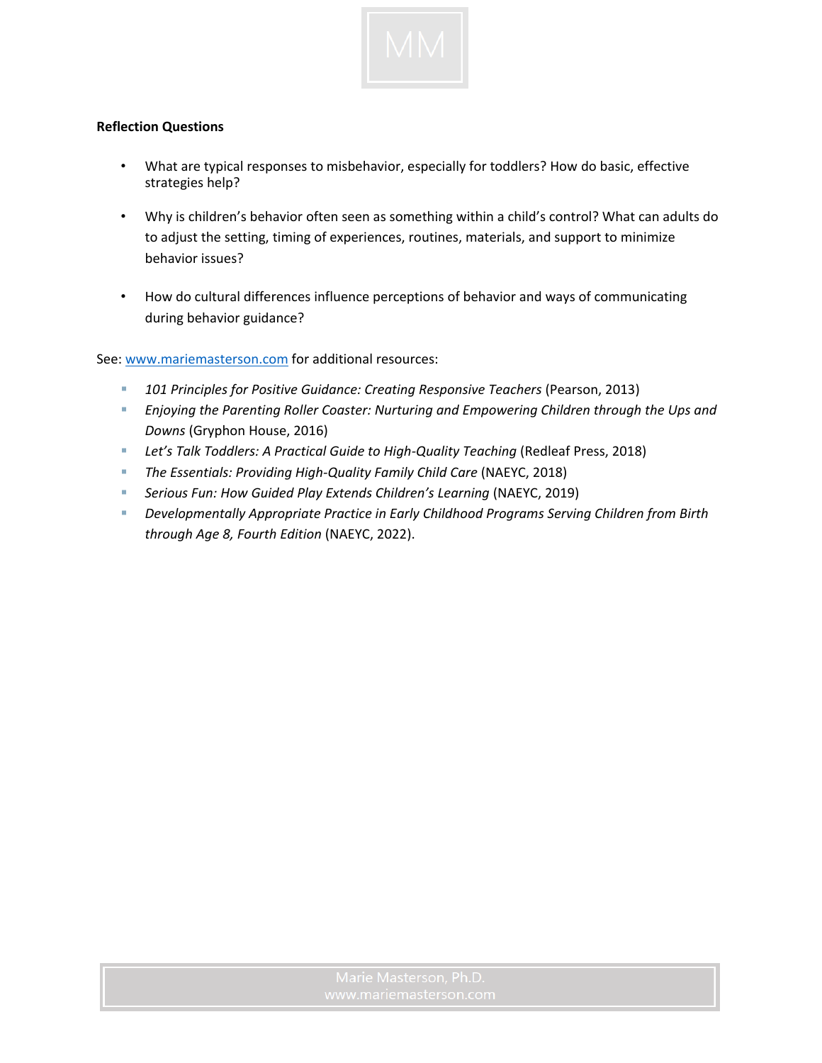**Reflection Questions**

- What are typical responses to misbehavior, especially for toddlers? How do basic, effective strategies help?
- Why is children's behavior often seen as something within a child's control? What can adults do to adjust the setting, timing of experiences, routines, materials, and support to minimize behavior issues?
- How do cultural differences influence perceptions of behavior and ways of communicating during behavior guidance?

See: [www.mariemasterson.com](http://www.mariemasterson.com) for additional resources:

- *101 Principles for Positive Guidance: Creating Responsive Teachers* (Pearson, 2013)
- *Enjoying the Parenting Roller Coaster: Nurturing and Empowering Children through the Ups and Downs* (Gryphon House, 2016)
- *Let's Talk Toddlers: A Practical Guide to High-Quality Teaching* (Redleaf Press, 2018)
- *The Essentials: Providing High-Quality Family Child Care* (NAEYC, 2018)
- *Serious Fun: How Guided Play Extends Children's Learning* (NAEYC, 2019)
- *Developmentally Appropriate Practice in Early Childhood Programs Serving Children from Birth through Age 8, Fourth Edition* (NAEYC, 2022).